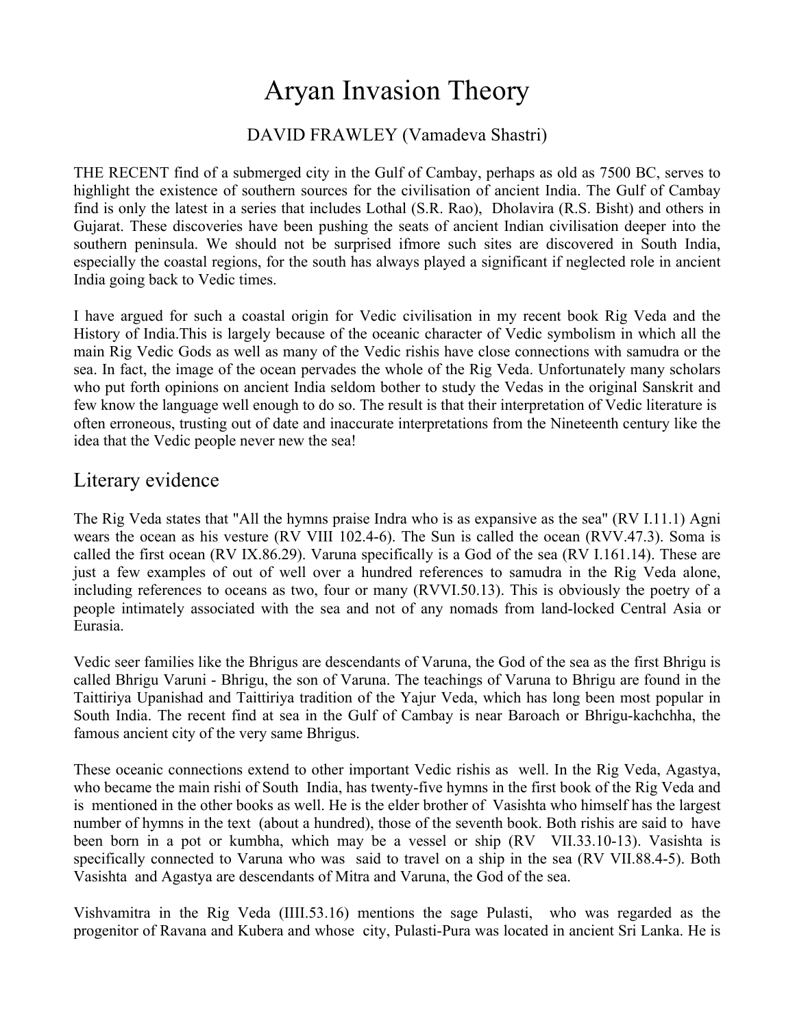# Aryan Invasion Theory

DAVID FRAWLEY (Vamadeva Shastri)

THE RECENT find of a submerged city in the Gulf of Cambay, perhaps as old as 7500 BC, serves to highlight the existence of southern sources for the civilisation of ancient India. The Gulf of Cambay find is only the latest in a series that includes Lothal (S.R. Rao), Dholavira (R.S. Bisht) and others in Gujarat. These discoveries have been pushing the seats of ancient Indian civilisation deeper into the southern peninsula. We should not be surprised ifmore such sites are discovered in South India, especially the coastal regions, for the south has always played a significant if neglected role in ancient India going back to Vedic times.

I have argued for such a coastal origin for Vedic civilisation in my recent book Rig Veda and the History of India.This is largely because of the oceanic character of Vedic symbolism in which all the main Rig Vedic Gods as well as many of the Vedic rishis have close connections with samudra or the sea. In fact, the image of the ocean pervades the whole of the Rig Veda. Unfortunately many scholars who put forth opinions on ancient India seldom bother to study the Vedas in the original Sanskrit and few know the language well enough to do so. The result is that their interpretation of Vedic literature is often erroneous, trusting out of date and inaccurate interpretations from the Nineteenth century like the idea that the Vedic people never new the sea!

## Literary evidence

The Rig Veda states that "All the hymns praise Indra who is as expansive as the sea" (RV I.11.1) Agni wears the ocean as his vesture (RV VIII 102.4-6). The Sun is called the ocean (RVV.47.3). Soma is called the first ocean (RV IX.86.29). Varuna specifically is a God of the sea (RV I.161.14). These are just a few examples of out of well over a hundred references to samudra in the Rig Veda alone, including references to oceans as two, four or many (RVVI.50.13). This is obviously the poetry of a people intimately associated with the sea and not of any nomads from land-locked Central Asia or Eurasia.

Vedic seer families like the Bhrigus are descendants of Varuna, the God of the sea as the first Bhrigu is called Bhrigu Varuni - Bhrigu, the son of Varuna. The teachings of Varuna to Bhrigu are found in the Taittiriya Upanishad and Taittiriya tradition of the Yajur Veda, which has long been most popular in South India. The recent find at sea in the Gulf of Cambay is near Baroach or Bhrigu-kachchha, the famous ancient city of the very same Bhrigus.

These oceanic connections extend to other important Vedic rishis as well. In the Rig Veda, Agastya, who became the main rishi of South India, has twenty-five hymns in the first book of the Rig Veda and is mentioned in the other books as well. He is the elder brother of Vasishta who himself has the largest number of hymns in the text (about a hundred), those of the seventh book. Both rishis are said to have been born in a pot or kumbha, which may be a vessel or ship (RV VII.33.10-13). Vasishta is specifically connected to Varuna who was said to travel on a ship in the sea (RV VII.88.4-5). Both Vasishta and Agastya are descendants of Mitra and Varuna, the God of the sea.

Vishvamitra in the Rig Veda (IIII.53.16) mentions the sage Pulasti, who was regarded as the progenitor of Ravana and Kubera and whose city, Pulasti-Pura was located in ancient Sri Lanka. He is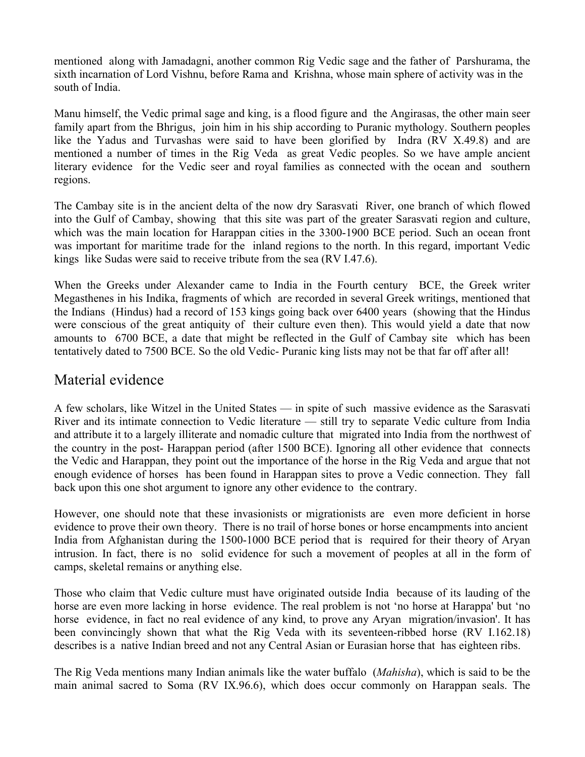mentioned along with Jamadagni, another common Rig Vedic sage and the father of Parshurama, the sixth incarnation of Lord Vishnu, before Rama and Krishna, whose main sphere of activity was in the south of India.

Manu himself, the Vedic primal sage and king, is a flood figure and the Angirasas, the other main seer family apart from the Bhrigus, join him in his ship according to Puranic mythology. Southern peoples like the Yadus and Turvashas were said to have been glorified by Indra (RV X.49.8) and are mentioned a number of times in the Rig Veda as great Vedic peoples. So we have ample ancient literary evidence for the Vedic seer and royal families as connected with the ocean and southern regions.

The Cambay site is in the ancient delta of the now dry Sarasvati River, one branch of which flowed into the Gulf of Cambay, showing that this site was part of the greater Sarasvati region and culture, which was the main location for Harappan cities in the 3300-1900 BCE period. Such an ocean front was important for maritime trade for the inland regions to the north. In this regard, important Vedic kings like Sudas were said to receive tribute from the sea (RV I.47.6).

When the Greeks under Alexander came to India in the Fourth century BCE, the Greek writer Megasthenes in his Indika, fragments of which are recorded in several Greek writings, mentioned that the Indians (Hindus) had a record of 153 kings going back over 6400 years (showing that the Hindus were conscious of the great antiquity of their culture even then). This would yield a date that now amounts to 6700 BCE, a date that might be reflected in the Gulf of Cambay site which has been tentatively dated to 7500 BCE. So the old Vedic- Puranic king lists may not be that far off after all!

## Material evidence

A few scholars, like Witzel in the United States — in spite of such massive evidence as the Sarasvati River and its intimate connection to Vedic literature — still try to separate Vedic culture from India and attribute it to a largely illiterate and nomadic culture that migrated into India from the northwest of the country in the post- Harappan period (after 1500 BCE). Ignoring all other evidence that connects the Vedic and Harappan, they point out the importance of the horse in the Rig Veda and argue that not enough evidence of horses has been found in Harappan sites to prove a Vedic connection. They fall back upon this one shot argument to ignore any other evidence to the contrary.

However, one should note that these invasionists or migrationists are even more deficient in horse evidence to prove their own theory. There is no trail of horse bones or horse encampments into ancient India from Afghanistan during the 1500-1000 BCE period that is required for their theory of Aryan intrusion. In fact, there is no solid evidence for such a movement of peoples at all in the form of camps, skeletal remains or anything else.

Those who claim that Vedic culture must have originated outside India because of its lauding of the horse are even more lacking in horse evidence. The real problem is not 'no horse at Harappa' but 'no horse evidence, in fact no real evidence of any kind, to prove any Aryan migration/invasion'. It has been convincingly shown that what the Rig Veda with its seventeen-ribbed horse (RV I.162.18) describes is a native Indian breed and not any Central Asian or Eurasian horse that has eighteen ribs.

The Rig Veda mentions many Indian animals like the water buffalo (*Mahisha*), which is said to be the main animal sacred to Soma (RV IX.96.6), which does occur commonly on Harappan seals. The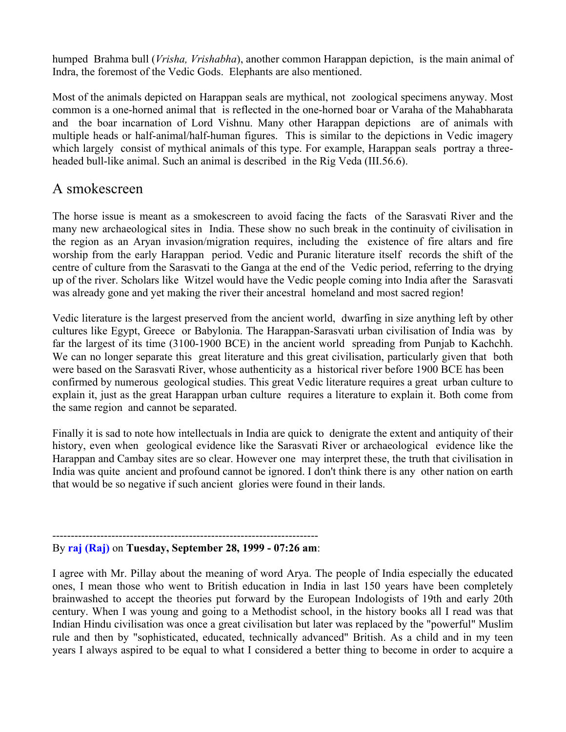humped Brahma bull (*Vrisha, Vrishabha*), another common Harappan depiction, is the main animal of Indra, the foremost of the Vedic Gods. Elephants are also mentioned.

Most of the animals depicted on Harappan seals are mythical, not zoological specimens anyway. Most common is a one-horned animal that is reflected in the one-horned boar or Varaha of the Mahabharata and the boar incarnation of Lord Vishnu. Many other Harappan depictions are of animals with multiple heads or half-animal/half-human figures. This is similar to the depictions in Vedic imagery which largely consist of mythical animals of this type. For example, Harappan seals portray a three-headed bull-like animal. Such an animal is described in the Rig Veda (III.56.6).

## A smokescreen

The horse issue is meant as a smokescreen to avoid facing the facts of the Sarasvati River and the many new archaeological sites in India. These show no such break in the continuity of civilisation in the region as an Aryan invasion/migration requires, including the existence of fire altars and fire worship from the early Harappan period. Vedic and Puranic literature itself records the shift of the centre of culture from the Sarasvati to the Ganga at the end of the Vedic period, referring to the drying up of the river. Scholars like Witzel would have the Vedic people coming into India after the Sarasvati was already gone and yet making the river their ancestral homeland and most sacred region!

Vedic literature is the largest preserved from the ancient world, dwarfing in size anything left by other cultures like Egypt, Greece or Babylonia. The Harappan-Sarasvati urban civilisation of India was by far the largest of its time (3100-1900 BCE) in the ancient world spreading from Punjab to Kachchh. We can no longer separate this great literature and this great civilisation, particularly given that both were based on the Sarasvati River, whose authenticity as a historical river before 1900 BCE has been confirmed by numerous geological studies. This great Vedic literature requires a great urban culture to explain it, just as the great Harappan urban culture requires a literature to explain it. Both come from the same region and cannot be separated.

Finally it is sad to note how intellectuals in India are quick to denigrate the extent and antiquity of their history, even when geological evidence like the Sarasvati River or archaeological evidence like the Harappan and Cambay sites are so clear. However one may interpret these, the truth that civilisation in India was quite ancient and profound cannot be ignored. I don't think there is any other nation on earth that would be so negative if such ancient glories were found in their lands.

------------------------------------------------------------------------

By **raj (Raj)** on **Tuesday, September 28, 1999 - 07:26 am**:

I agree with Mr. Pillay about the meaning of word Arya. The people of India especially the educated ones, I mean those who went to British education in India in last 150 years have been completely brainwashed to accept the theories put forward by the European Indologists of 19th and early 20th century. When I was young and going to a Methodist school, in the history books all I read was that Indian Hindu civilisation was once a great civilisation but later was replaced by the "powerful" Muslim rule and then by "sophisticated, educated, technically advanced" British. As a child and in my teen years I always aspired to be equal to what I considered a better thing to become in order to acquire a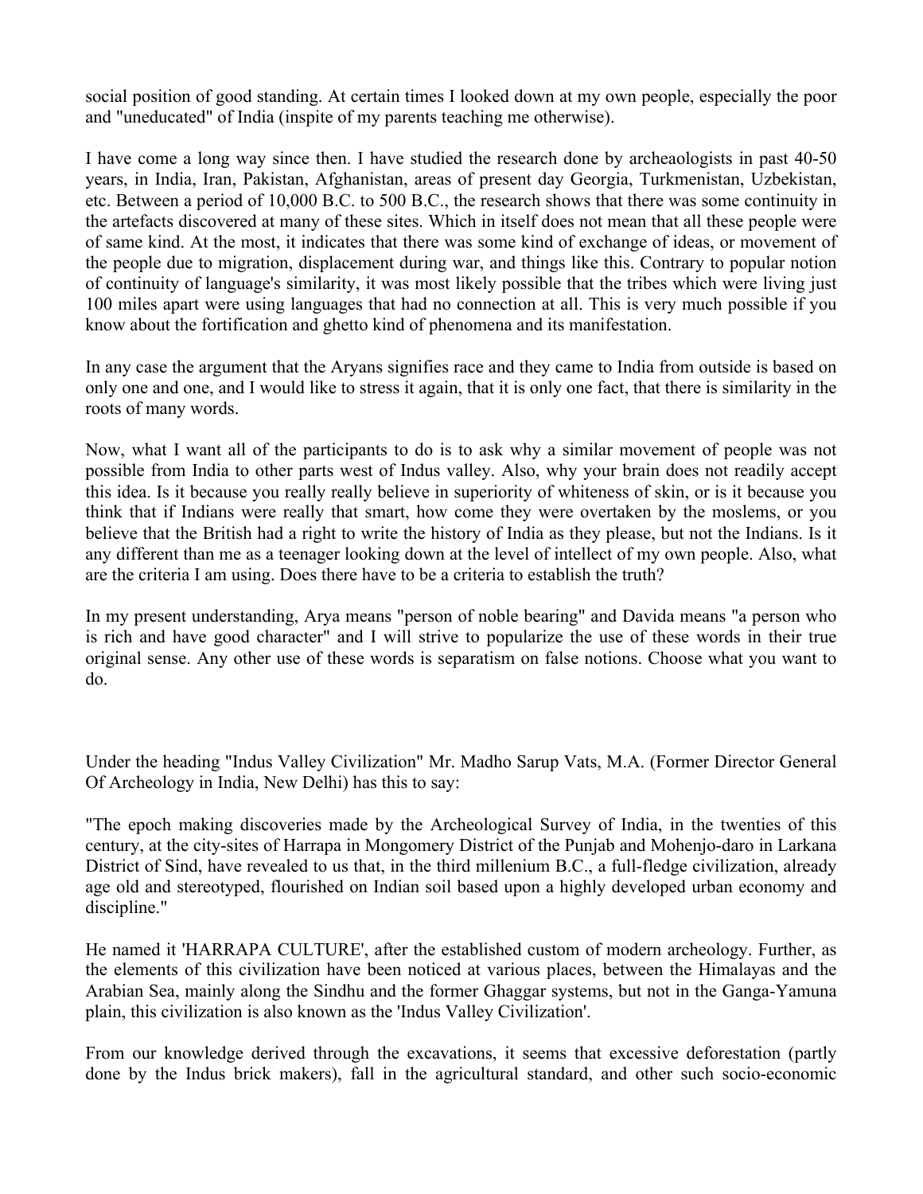social position of good standing. At certain times I looked down at my own people, especially the poor and "uneducated" of India (inspite of my parents teaching me otherwise).

I have come a long way since then. I have studied the research done by archeaologists in past 40-50 years, in India, Iran, Pakistan, Afghanistan, areas of present day Georgia, Turkmenistan, Uzbekistan, etc. Between a period of 10,000 B.C. to 500 B.C., the research shows that there was some continuity in the artefacts discovered at many of these sites. Which in itself does not mean that all these people were of same kind. At the most, it indicates that there was some kind of exchange of ideas, or movement of the people due to migration, displacement during war, and things like this. Contrary to popular notion of continuity of language's similarity, it was most likely possible that the tribes which were living just 100 miles apart were using languages that had no connection at all. This is very much possible if you know about the fortification and ghetto kind of phenomena and its manifestation.

In any case the argument that the Aryans signifies race and they came to India from outside is based on only one and one, and I would like to stress it again, that it is only one fact, that there is similarity in the roots of many words.

Now, what I want all of the participants to do is to ask why a similar movement of people was not possible from India to other parts west of Indus valley. Also, why your brain does not readily accept this idea. Is it because you really really believe in superiority of whiteness of skin, or is it because you think that if Indians were really that smart, how come they were overtaken by the moslems, or you believe that the British had a right to write the history of India as they please, but not the Indians. Is it any different than me as a teenager looking down at the level of intellect of my own people. Also, what are the criteria I am using. Does there have to be a criteria to establish the truth?

In my present understanding, Arya means "person of noble bearing" and Davida means "a person who is rich and have good character" and I will strive to popularize the use of these words in their true original sense. Any other use of these words is separatism on false notions. Choose what you want to do.

Under the heading "Indus Valley Civilization" Mr. Madho Sarup Vats, M.A. (Former Director General Of Archeology in India, New Delhi) has this to say:

"The epoch making discoveries made by the Archeological Survey of India, in the twenties of this century, at the city-sites of Harrapa in Mongomery District of the Punjab and Mohenjo-daro in Larkana District of Sind, have revealed to us that, in the third millenium B.C., a full-fledge civilization, already age old and stereotyped, flourished on Indian soil based upon a highly developed urban economy and discipline."

He named it 'HARRAPA CULTURE', after the established custom of modern archeology. Further, as the elements of this civilization have been noticed at various places, between the Himalayas and the Arabian Sea, mainly along the Sindhu and the former Ghaggar systems, but not in the Ganga-Yamuna plain, this civilization is also known as the 'Indus Valley Civilization'.

From our knowledge derived through the excavations, it seems that excessive deforestation (partly done by the Indus brick makers), fall in the agricultural standard, and other such socio-economic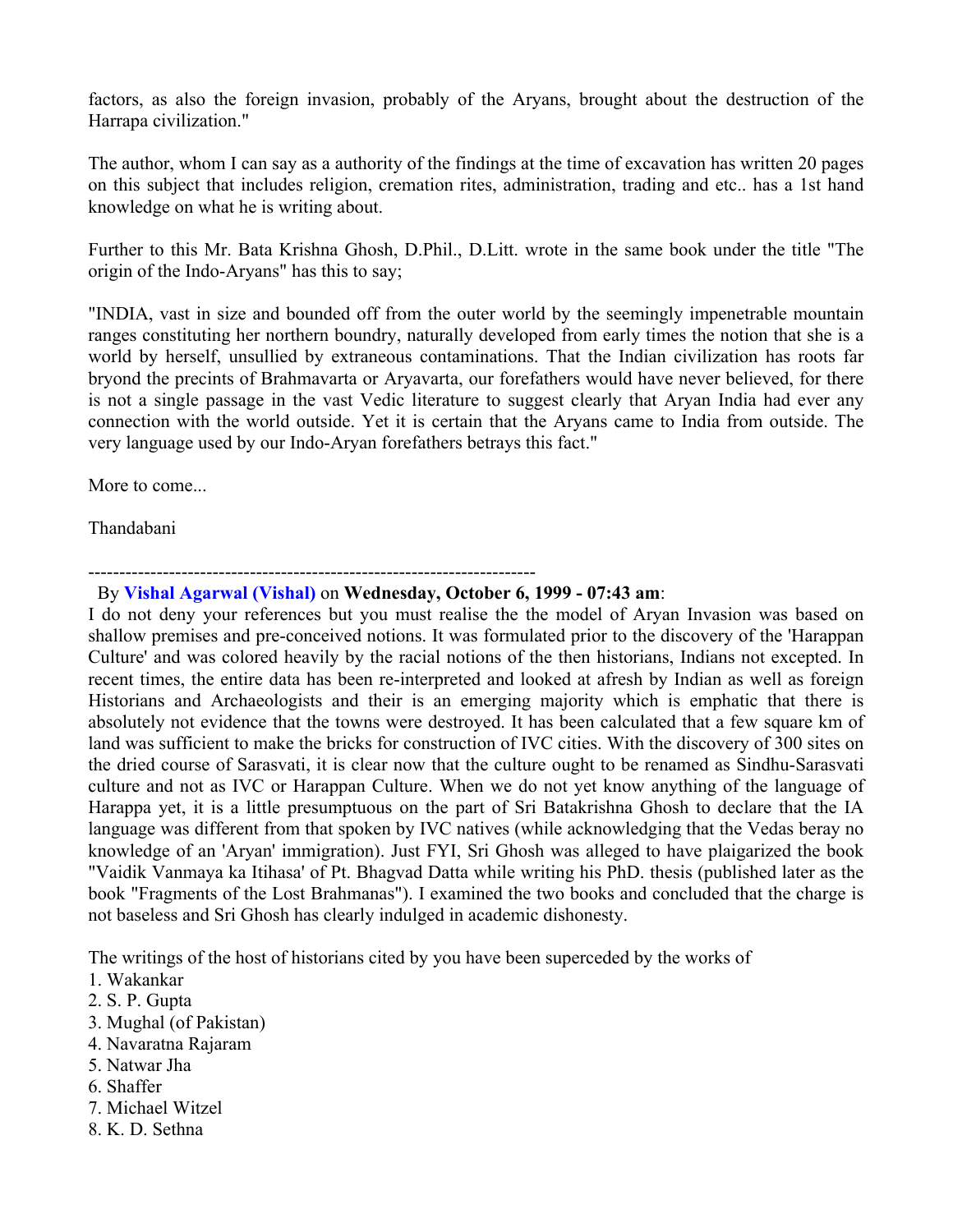factors, as also the foreign invasion, probably of the Aryans, brought about the destruction of the Harrapa civilization."

The author, whom I can say as a authority of the findings at the time of excavation has written 20 pages on this subject that includes religion, cremation rites, administration, trading and etc.. has a 1st hand knowledge on what he is writing about.

Further to this Mr. Bata Krishna Ghosh, D.Phil., D.Litt. wrote in the same book under the title "The origin of the Indo-Aryans" has this to say;

"INDIA, vast in size and bounded off from the outer world by the seemingly impenetrable mountain ranges constituting her northern boundry, naturally developed from early times the notion that she is a world by herself, unsullied by extraneous contaminations. That the Indian civilization has roots far bryond the precints of Brahmavarta or Aryavarta, our forefathers would have never believed, for there is not a single passage in the vast Vedic literature to suggest clearly that Aryan India had ever any connection with the world outside. Yet it is certain that the Aryans came to India from outside. The very language used by our Indo-Aryan forefathers betrays this fact."

More to come...

Thandabani

---

By **Vishal Agarwal (Vishal)** on **Wednesday, October 6, 1999 - 07:43 am**:

I do not deny your references but you must realise the the model of Aryan Invasion was based on shallow premises and pre-conceived notions. It was formulated prior to the discovery of the 'Harappan Culture' and was colored heavily by the racial notions of the then historians, Indians not excepted. In recent times, the entire data has been re-interpreted and looked at afresh by Indian as well as foreign Historians and Archaeologists and their is an emerging majority which is emphatic that there is absolutely not evidence that the towns were destroyed. It has been calculated that a few square km of land was sufficient to make the bricks for construction of IVC cities. With the discovery of 300 sites on the dried course of Sarasvati, it is clear now that the culture ought to be renamed as Sindhu-Sarasvati culture and not as IVC or Harappan Culture. When we do not yet know anything of the language of Harappa yet, it is a little presumptuous on the part of Sri Batakrishna Ghosh to declare that the IA language was different from that spoken by IVC natives (while acknowledging that the Vedas beray no knowledge of an 'Aryan' immigration). Just FYI, Sri Ghosh was alleged to have plaigarized the book "Vaidik Vanmaya ka Itihasa' of Pt. Bhagvad Datta while writing his PhD. thesis (published later as the book "Fragments of the Lost Brahmanas"). I examined the two books and concluded that the charge is not baseless and Sri Ghosh has clearly indulged in academic dishonesty.

The writings of the host of historians cited by you have been superceded by the works of

1. Wakankar
2. S. P. Gupta
3. Mughal (of Pakistan)
4. Navaratna Rajaram
5. Natwar Jha
6. Shaffer
7. Michael Witzel
8. K. D. Sethna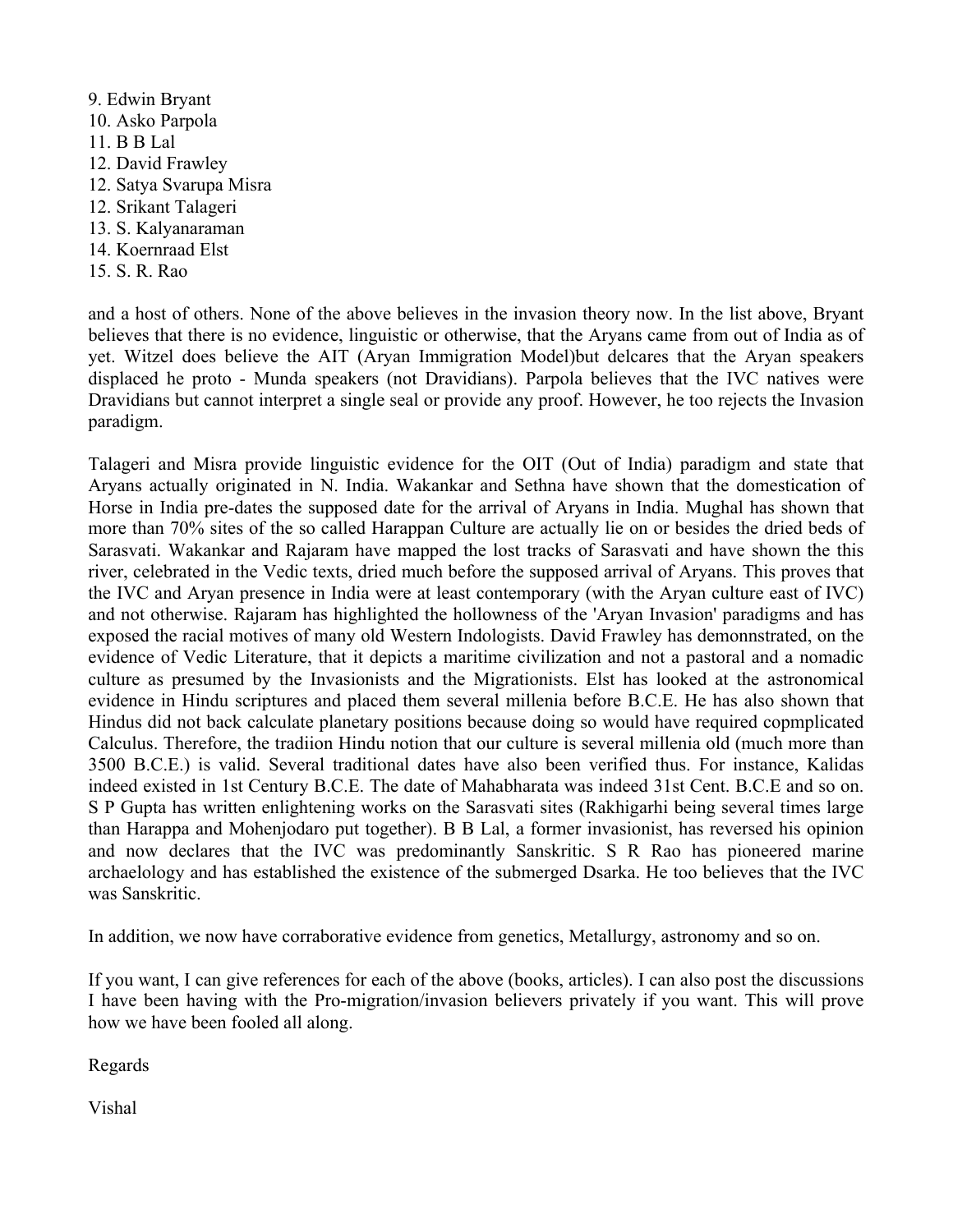9. Edwin Bryant
10. Asko Parpola
11. B B Lal
12. David Frawley
12. Satya Svarupa Misra
12. Srikant Talageri
13. S. Kalyanaraman
14. Koernraad Elst
15. S. R. Rao

and a host of others. None of the above believes in the invasion theory now. In the list above, Bryant believes that there is no evidence, linguistic or otherwise, that the Aryans came from out of India as of yet. Witzel does believe the AIT (Aryan Immigration Model)but delcares that the Aryan speakers displaced he proto - Munda speakers (not Dravidians). Parpola believes that the IVC natives were Dravidians but cannot interpret a single seal or provide any proof. However, he too rejects the Invasion paradigm.

Talageri and Misra provide linguistic evidence for the OIT (Out of India) paradigm and state that Aryans actually originated in N. India. Wakankar and Sethna have shown that the domestication of Horse in India pre-dates the supposed date for the arrival of Aryans in India. Mughal has shown that more than 70% sites of the so called Harappan Culture are actually lie on or besides the dried beds of Sarasvati. Wakankar and Rajaram have mapped the lost tracks of Sarasvati and have shown the this river, celebrated in the Vedic texts, dried much before the supposed arrival of Aryans. This proves that the IVC and Aryan presence in India were at least contemporary (with the Aryan culture east of IVC) and not otherwise. Rajaram has highlighted the hollowness of the 'Aryan Invasion' paradigms and has exposed the racial motives of many old Western Indologists. David Frawley has demonnstrated, on the evidence of Vedic Literature, that it depicts a maritime civilization and not a pastoral and a nomadic culture as presumed by the Invasionists and the Migrationists. Elst has looked at the astronomical evidence in Hindu scriptures and placed them several millenia before B.C.E. He has also shown that Hindus did not back calculate planetary positions because doing so would have required copmplicated Calculus. Therefore, the tradiion Hindu notion that our culture is several millenia old (much more than 3500 B.C.E.) is valid. Several traditional dates have also been verified thus. For instance, Kalidas indeed existed in 1st Century B.C.E. The date of Mahabharata was indeed 31st Cent. B.C.E and so on. S P Gupta has written enlightening works on the Sarasvati sites (Rakhigarhi being several times large than Harappa and Mohenjodaro put together). B B Lal, a former invasionist, has reversed his opinion and now declares that the IVC was predominantly Sanskritic. S R Rao has pioneered marine archaelology and has established the existence of the submerged Dsarka. He too believes that the IVC was Sanskritic.

In addition, we now have corraborative evidence from genetics, Metallurgy, astronomy and so on.

If you want, I can give references for each of the above (books, articles). I can also post the discussions I have been having with the Pro-migration/invasion believers privately if you want. This will prove how we have been fooled all along.

Regards

Vishal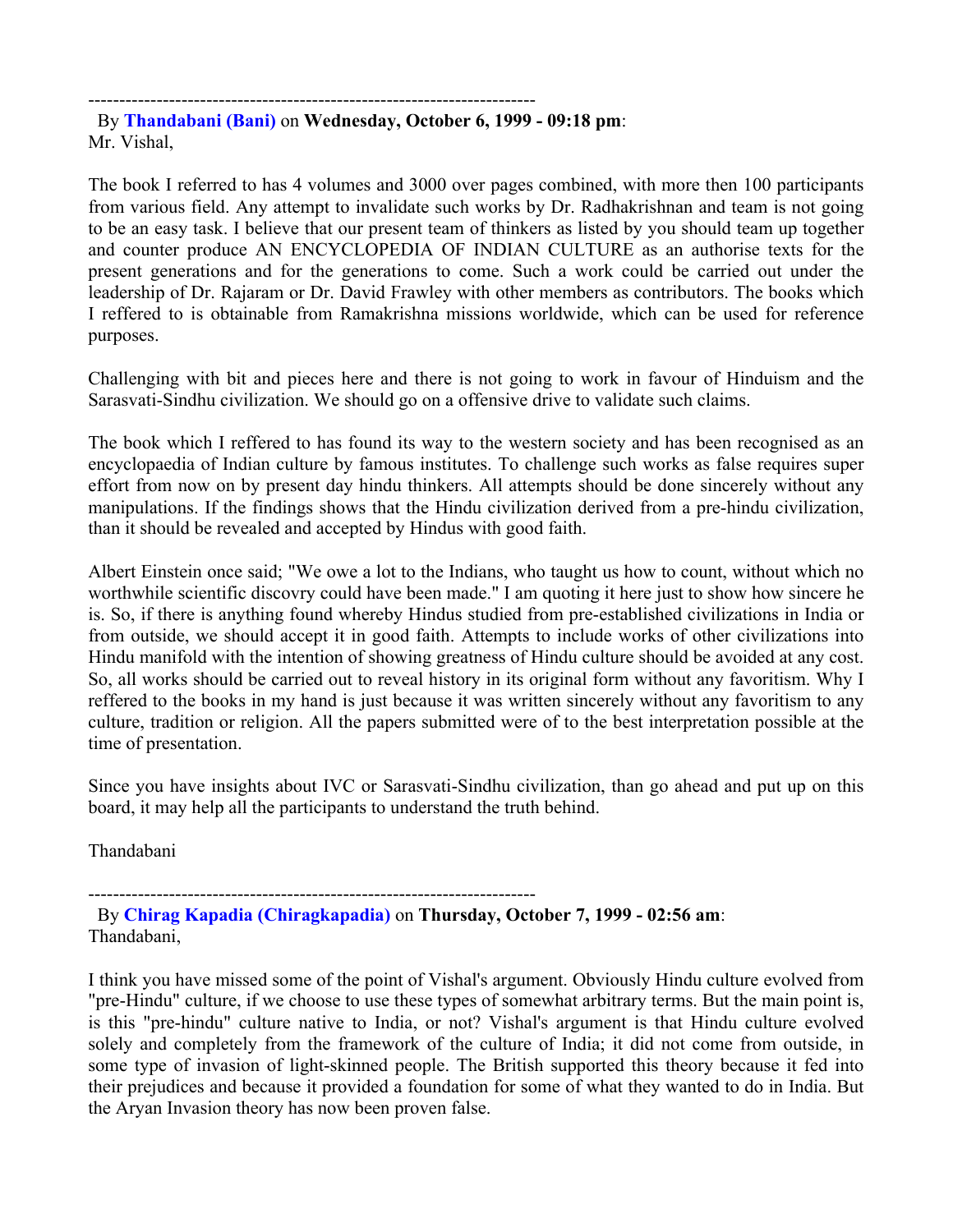------------------------------------------------------------------------

By **Thandabani (Bani)** on **Wednesday, October 6, 1999 - 09:18 pm**:
Mr. Vishal,

The book I referred to has 4 volumes and 3000 over pages combined, with more then 100 participants from various field. Any attempt to invalidate such works by Dr. Radhakrishnan and team is not going to be an easy task. I believe that our present team of thinkers as listed by you should team up together and counter produce AN ENCYCLOPEDIA OF INDIAN CULTURE as an authorise texts for the present generations and for the generations to come. Such a work could be carried out under the leadership of Dr. Rajaram or Dr. David Frawley with other members as contributors. The books which I reffered to is obtainable from Ramakrishna missions worldwide, which can be used for reference purposes.

Challenging with bit and pieces here and there is not going to work in favour of Hinduism and the Sarasvati-Sindhu civilization. We should go on a offensive drive to validate such claims.

The book which I reffered to has found its way to the western society and has been recognised as an encyclopaedia of Indian culture by famous institutes. To challenge such works as false requires super effort from now on by present day hindu thinkers. All attempts should be done sincerely without any manipulations. If the findings shows that the Hindu civilization derived from a pre-hindu civilization, than it should be revealed and accepted by Hindus with good faith.

Albert Einstein once said; "We owe a lot to the Indians, who taught us how to count, without which no worthwhile scientific discovry could have been made." I am quoting it here just to show how sincere he is. So, if there is anything found whereby Hindus studied from pre-established civilizations in India or from outside, we should accept it in good faith. Attempts to include works of other civilizations into Hindu manifold with the intention of showing greatness of Hindu culture should be avoided at any cost. So, all works should be carried out to reveal history in its original form without any favoritism. Why I reffered to the books in my hand is just because it was written sincerely without any favoritism to any culture, tradition or religion. All the papers submitted were of to the best interpretation possible at the time of presentation.

Since you have insights about IVC or Sarasvati-Sindhu civilization, than go ahead and put up on this board, it may help all the participants to understand the truth behind.

Thandabani

------------------------------------------------------------------------

By **Chirag Kapadia (Chiragkapadia)** on **Thursday, October 7, 1999 - 02:56 am**:
Thandabani,

I think you have missed some of the point of Vishal's argument. Obviously Hindu culture evolved from "pre-Hindu" culture, if we choose to use these types of somewhat arbitrary terms. But the main point is, is this "pre-hindu" culture native to India, or not? Vishal's argument is that Hindu culture evolved solely and completely from the framework of the culture of India; it did not come from outside, in some type of invasion of light-skinned people. The British supported this theory because it fed into their prejudices and because it provided a foundation for some of what they wanted to do in India. But the Aryan Invasion theory has now been proven false.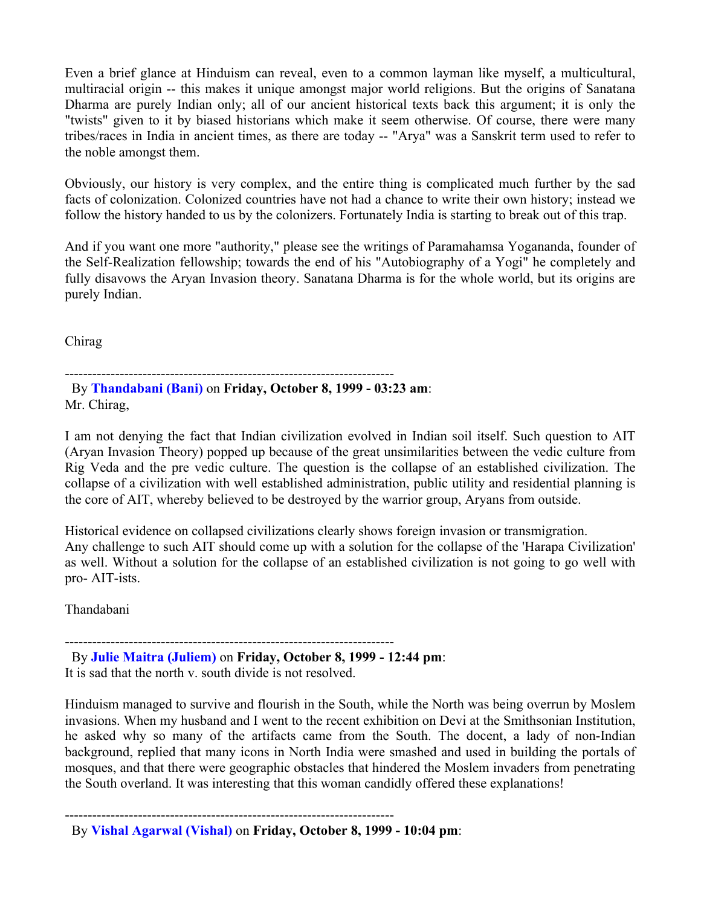Even a brief glance at Hinduism can reveal, even to a common layman like myself, a multicultural, multiracial origin -- this makes it unique amongst major world religions. But the origins of Sanatana Dharma are purely Indian only; all of our ancient historical texts back this argument; it is only the "twists" given to it by biased historians which make it seem otherwise. Of course, there were many tribes/races in India in ancient times, as there are today -- "Arya" was a Sanskrit term used to refer to the noble amongst them.

Obviously, our history is very complex, and the entire thing is complicated much further by the sad facts of colonization. Colonized countries have not had a chance to write their own history; instead we follow the history handed to us by the colonizers. Fortunately India is starting to break out of this trap.

And if you want one more "authority," please see the writings of Paramahamsa Yogananda, founder of the Self-Realization fellowship; towards the end of his "Autobiography of a Yogi" he completely and fully disavows the Aryan Invasion theory. Sanatana Dharma is for the whole world, but its origins are purely Indian.

Chirag

---

By **Thandabani (Bani)** on **Friday, October 8, 1999 - 03:23 am**:
Mr. Chirag,

I am not denying the fact that Indian civilization evolved in Indian soil itself. Such question to AIT (Aryan Invasion Theory) popped up because of the great unsimilarities between the vedic culture from Rig Veda and the pre vedic culture. The question is the collapse of an established civilization. The collapse of a civilization with well established administration, public utility and residential planning is the core of AIT, whereby believed to be destroyed by the warrior group, Aryans from outside.

Historical evidence on collapsed civilizations clearly shows foreign invasion or transmigration.
Any challenge to such AIT should come up with a solution for the collapse of the 'Harapa Civilization' as well. Without a solution for the collapse of an established civilization is not going to go well with pro- AIT-ists.

Thandabani

---

By **Julie Maitra (Juliem)** on **Friday, October 8, 1999 - 12:44 pm**:
It is sad that the north v. south divide is not resolved.

Hinduism managed to survive and flourish in the South, while the North was being overrun by Moslem invasions. When my husband and I went to the recent exhibition on Devi at the Smithsonian Institution, he asked why so many of the artifacts came from the South. The docent, a lady of non-Indian background, replied that many icons in North India were smashed and used in building the portals of mosques, and that there were geographic obstacles that hindered the Moslem invaders from penetrating the South overland. It was interesting that this woman candidly offered these explanations!

---

By **Vishal Agarwal (Vishal)** on **Friday, October 8, 1999 - 10:04 pm**: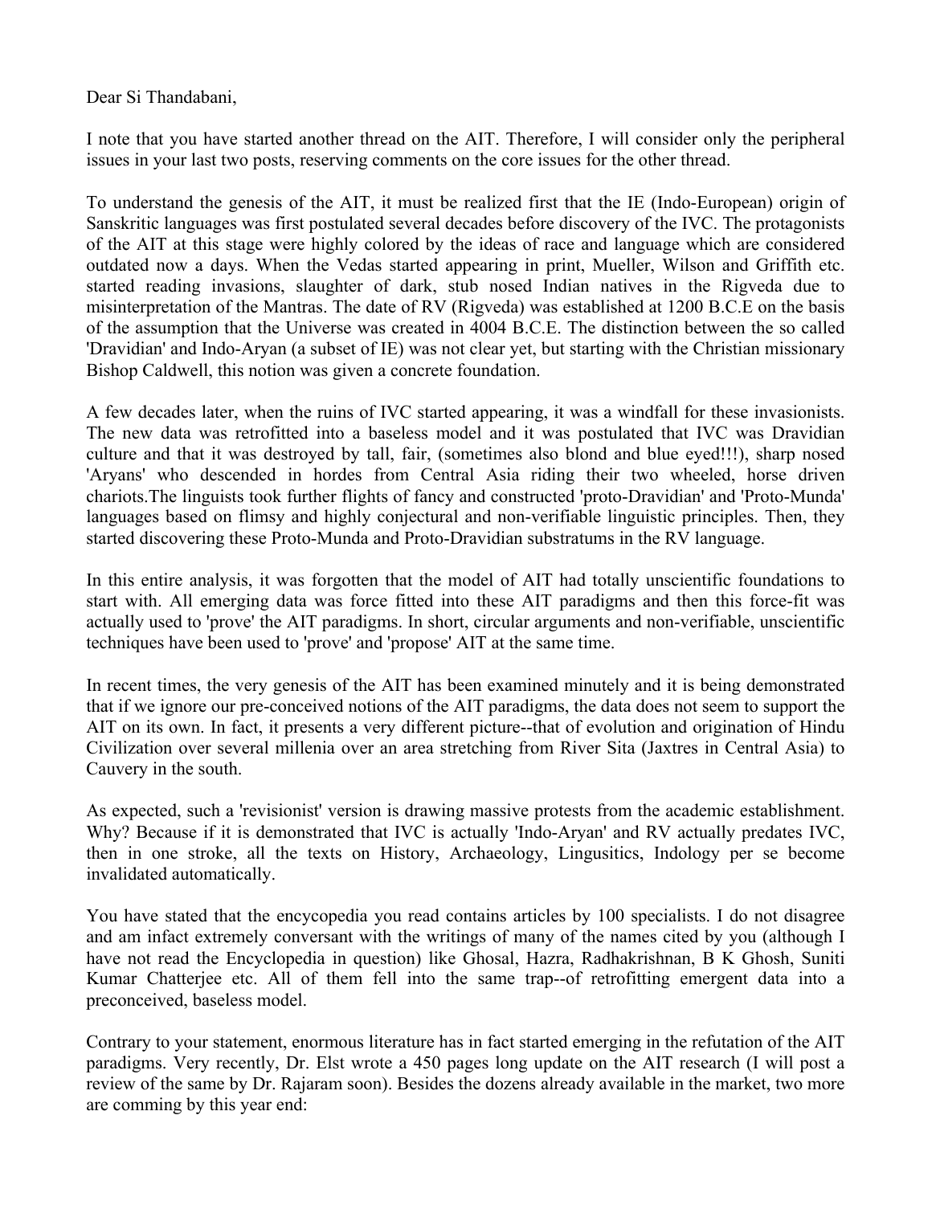Dear Si Thandabani,

I note that you have started another thread on the AIT. Therefore, I will consider only the peripheral issues in your last two posts, reserving comments on the core issues for the other thread.

To understand the genesis of the AIT, it must be realized first that the IE (Indo-European) origin of Sanskritic languages was first postulated several decades before discovery of the IVC. The protagonists of the AIT at this stage were highly colored by the ideas of race and language which are considered outdated now a days. When the Vedas started appearing in print, Mueller, Wilson and Griffith etc. started reading invasions, slaughter of dark, stub nosed Indian natives in the Rigveda due to misinterpretation of the Mantras. The date of RV (Rigveda) was established at 1200 B.C.E on the basis of the assumption that the Universe was created in 4004 B.C.E. The distinction between the so called 'Dravidian' and Indo-Aryan (a subset of IE) was not clear yet, but starting with the Christian missionary Bishop Caldwell, this notion was given a concrete foundation.

A few decades later, when the ruins of IVC started appearing, it was a windfall for these invasionists. The new data was retrofitted into a baseless model and it was postulated that IVC was Dravidian culture and that it was destroyed by tall, fair, (sometimes also blond and blue eyed!!!), sharp nosed 'Aryans' who descended in hordes from Central Asia riding their two wheeled, horse driven chariots.The linguists took further flights of fancy and constructed 'proto-Dravidian' and 'Proto-Munda' languages based on flimsy and highly conjectural and non-verifiable linguistic principles. Then, they started discovering these Proto-Munda and Proto-Dravidian substratums in the RV language.

In this entire analysis, it was forgotten that the model of AIT had totally unscientific foundations to start with. All emerging data was force fitted into these AIT paradigms and then this force-fit was actually used to 'prove' the AIT paradigms. In short, circular arguments and non-verifiable, unscientific techniques have been used to 'prove' and 'propose' AIT at the same time.

In recent times, the very genesis of the AIT has been examined minutely and it is being demonstrated that if we ignore our pre-conceived notions of the AIT paradigms, the data does not seem to support the AIT on its own. In fact, it presents a very different picture--that of evolution and origination of Hindu Civilization over several millenia over an area stretching from River Sita (Jaxtres in Central Asia) to Cauvery in the south.

As expected, such a 'revisionist' version is drawing massive protests from the academic establishment. Why? Because if it is demonstrated that IVC is actually 'Indo-Aryan' and RV actually predates IVC, then in one stroke, all the texts on History, Archaeology, Lingusitics, Indology per se become invalidated automatically.

You have stated that the encycopedia you read contains articles by 100 specialists. I do not disagree and am infact extremely conversant with the writings of many of the names cited by you (although I have not read the Encyclopedia in question) like Ghosal, Hazra, Radhakrishnan, B K Ghosh, Suniti Kumar Chatterjee etc. All of them fell into the same trap--of retrofitting emergent data into a preconceived, baseless model.

Contrary to your statement, enormous literature has in fact started emerging in the refutation of the AIT paradigms. Very recently, Dr. Elst wrote a 450 pages long update on the AIT research (I will post a review of the same by Dr. Rajaram soon). Besides the dozens already available in the market, two more are comming by this year end: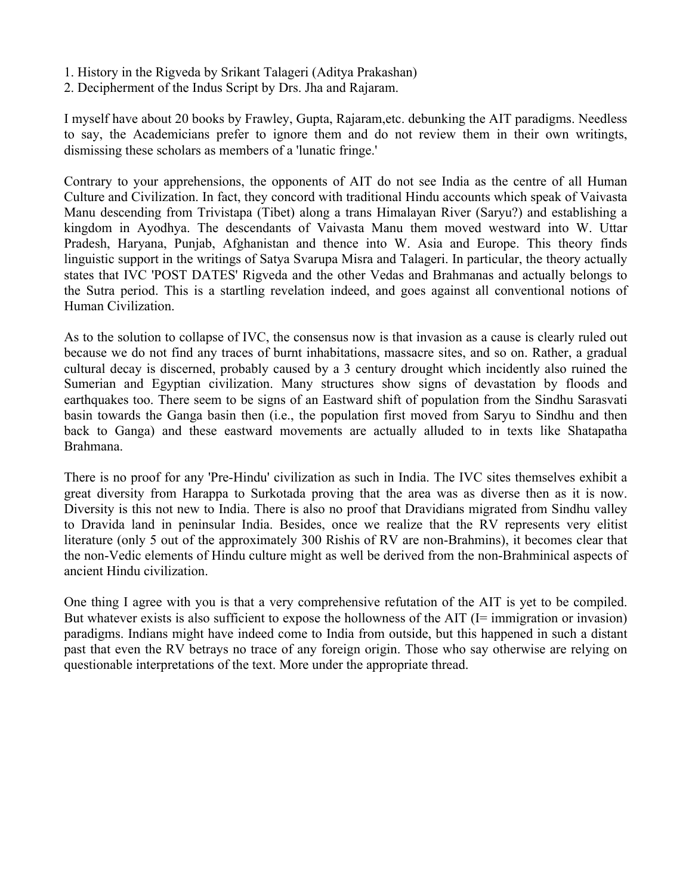1. History in the Rigveda by Srikant Talageri (Aditya Prakashan)
2. Decipherment of the Indus Script by Drs. Jha and Rajaram.

I myself have about 20 books by Frawley, Gupta, Rajaram,etc. debunking the AIT paradigms. Needless to say, the Academicians prefer to ignore them and do not review them in their own writingts, dismissing these scholars as members of a 'lunatic fringe.'

Contrary to your apprehensions, the opponents of AIT do not see India as the centre of all Human Culture and Civilization. In fact, they concord with traditional Hindu accounts which speak of Vaivasta Manu descending from Trivistapa (Tibet) along a trans Himalayan River (Saryu?) and establishing a kingdom in Ayodhya. The descendants of Vaivasta Manu them moved westward into W. Uttar Pradesh, Haryana, Punjab, Afghanistan and thence into W. Asia and Europe. This theory finds linguistic support in the writings of Satya Svarupa Misra and Talageri. In particular, the theory actually states that IVC 'POST DATES' Rigveda and the other Vedas and Brahmanas and actually belongs to the Sutra period. This is a startling revelation indeed, and goes against all conventional notions of Human Civilization.

As to the solution to collapse of IVC, the consensus now is that invasion as a cause is clearly ruled out because we do not find any traces of burnt inhabitations, massacre sites, and so on. Rather, a gradual cultural decay is discerned, probably caused by a 3 century drought which incidently also ruined the Sumerian and Egyptian civilization. Many structures show signs of devastation by floods and earthquakes too. There seem to be signs of an Eastward shift of population from the Sindhu Sarasvati basin towards the Ganga basin then (i.e., the population first moved from Saryu to Sindhu and then back to Ganga) and these eastward movements are actually alluded to in texts like Shatapatha Brahmana.

There is no proof for any 'Pre-Hindu' civilization as such in India. The IVC sites themselves exhibit a great diversity from Harappa to Surkotada proving that the area was as diverse then as it is now. Diversity is this not new to India. There is also no proof that Dravidians migrated from Sindhu valley to Dravida land in peninsular India. Besides, once we realize that the RV represents very elitist literature (only 5 out of the approximately 300 Rishis of RV are non-Brahmins), it becomes clear that the non-Vedic elements of Hindu culture might as well be derived from the non-Brahminical aspects of ancient Hindu civilization.

One thing I agree with you is that a very comprehensive refutation of the AIT is yet to be compiled. But whatever exists is also sufficient to expose the hollowness of the AIT (I= immigration or invasion) paradigms. Indians might have indeed come to India from outside, but this happened in such a distant past that even the RV betrays no trace of any foreign origin. Those who say otherwise are relying on questionable interpretations of the text. More under the appropriate thread.